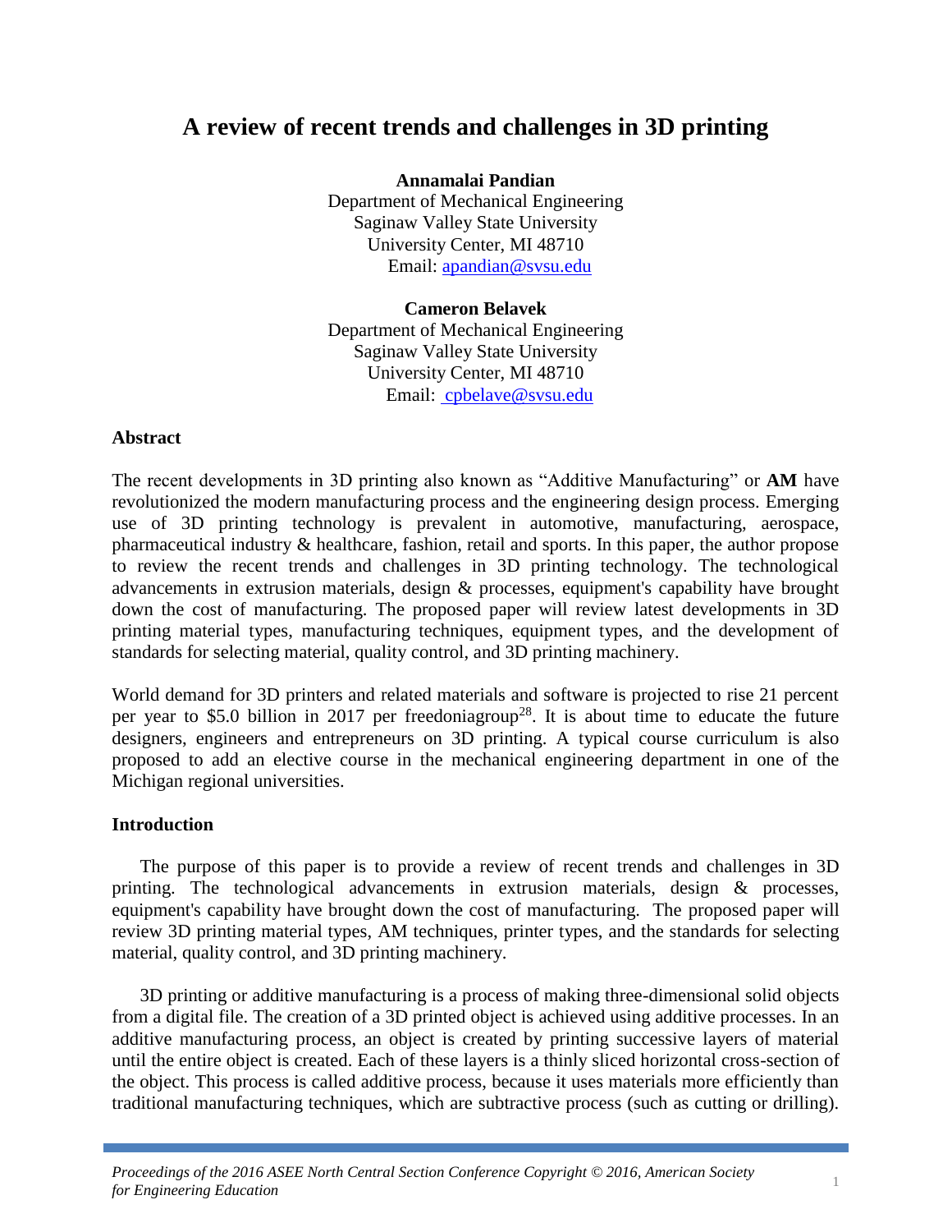# A review of recent trends and challenges in 3D printing

**Annamalai Pandian**
Department of Mechanical Engineering
Saginaw Valley State University
University Center, MI 48710
Email: apandian@svsu.edu

**Cameron Belavek**
Department of Mechanical Engineering
Saginaw Valley State University
University Center, MI 48710
Email: cpbelave@svsu.edu

## Abstract

The recent developments in 3D printing also known as "Additive Manufacturing" or **AM** have revolutionized the modern manufacturing process and the engineering design process. Emerging use of 3D printing technology is prevalent in automotive, manufacturing, aerospace, pharmaceutical industry & healthcare, fashion, retail and sports. In this paper, the author propose to review the recent trends and challenges in 3D printing technology. The technological advancements in extrusion materials, design & processes, equipment's capability have brought down the cost of manufacturing. The proposed paper will review latest developments in 3D printing material types, manufacturing techniques, equipment types, and the development of standards for selecting material, quality control, and 3D printing machinery.

World demand for 3D printers and related materials and software is projected to rise 21 percent per year to $5.0 billion in 2017 per freedoniagroup[28]. It is about time to educate the future designers, engineers and entrepreneurs on 3D printing. A typical course curriculum is also proposed to add an elective course in the mechanical engineering department in one of the Michigan regional universities.

## Introduction

The purpose of this paper is to provide a review of recent trends and challenges in 3D printing. The technological advancements in extrusion materials, design & processes, equipment's capability have brought down the cost of manufacturing. The proposed paper will review 3D printing material types, AM techniques, printer types, and the standards for selecting material, quality control, and 3D printing machinery.

3D printing or additive manufacturing is a process of making three-dimensional solid objects from a digital file. The creation of a 3D printed object is achieved using additive processes. In an additive manufacturing process, an object is created by printing successive layers of material until the entire object is created. Each of these layers is a thinly sliced horizontal cross-section of the object. This process is called additive process, because it uses materials more efficiently than traditional manufacturing techniques, which are subtractive process (such as cutting or drilling).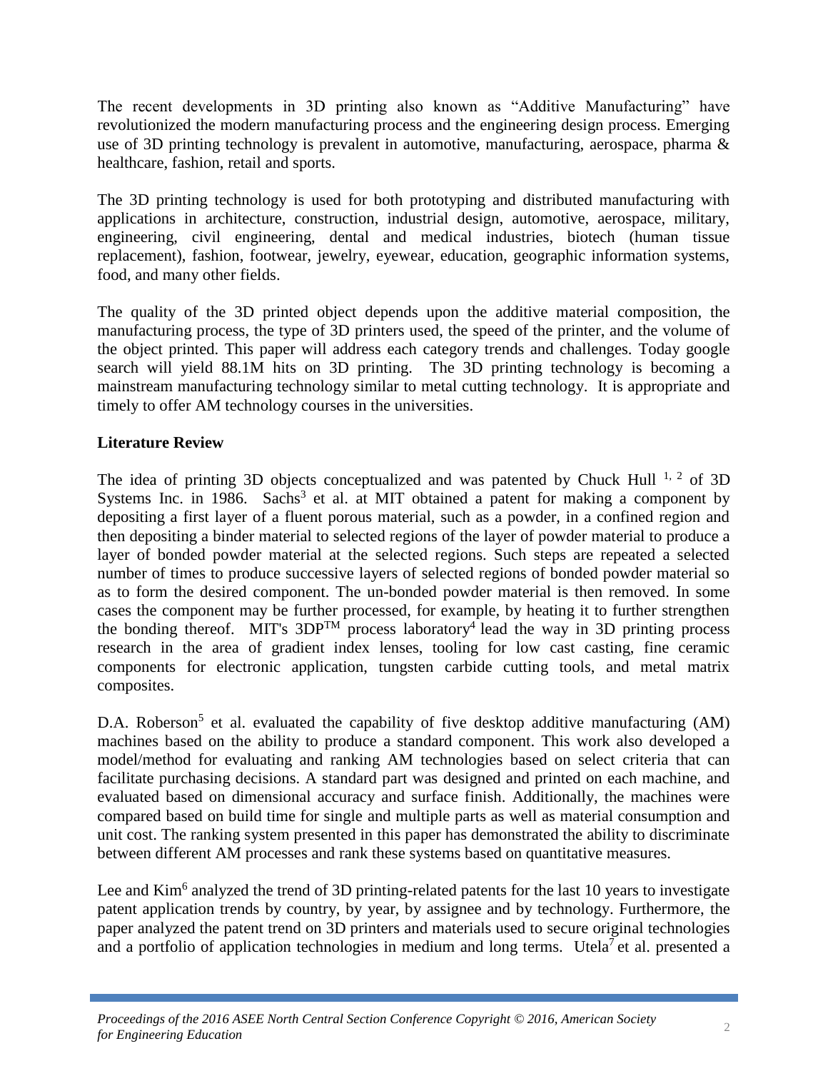The recent developments in 3D printing also known as "Additive Manufacturing" have revolutionized the modern manufacturing process and the engineering design process. Emerging use of 3D printing technology is prevalent in automotive, manufacturing, aerospace, pharma & healthcare, fashion, retail and sports.

The 3D printing technology is used for both prototyping and distributed manufacturing with applications in architecture, construction, industrial design, automotive, aerospace, military, engineering, civil engineering, dental and medical industries, biotech (human tissue replacement), fashion, footwear, jewelry, eyewear, education, geographic information systems, food, and many other fields.

The quality of the 3D printed object depends upon the additive material composition, the manufacturing process, the type of 3D printers used, the speed of the printer, and the volume of the object printed. This paper will address each category trends and challenges. Today google search will yield 88.1M hits on 3D printing. The 3D printing technology is becoming a mainstream manufacturing technology similar to metal cutting technology. It is appropriate and timely to offer AM technology courses in the universities.

**Literature Review**

The idea of printing 3D objects conceptualized and was patented by Chuck Hull [1, 2] of 3D Systems Inc. in 1986. Sachs[3] et al. at MIT obtained a patent for making a component by depositing a first layer of a fluent porous material, such as a powder, in a confined region and then depositing a binder material to selected regions of the layer of powder material to produce a layer of bonded powder material at the selected regions. Such steps are repeated a selected number of times to produce successive layers of selected regions of bonded powder material so as to form the desired component. The un-bonded powder material is then removed. In some cases the component may be further processed, for example, by heating it to further strengthen the bonding thereof. MIT's 3DP™ process laboratory[4] lead the way in 3D printing process research in the area of gradient index lenses, tooling for low cast casting, fine ceramic components for electronic application, tungsten carbide cutting tools, and metal matrix composites.

D.A. Roberson[5] et al. evaluated the capability of five desktop additive manufacturing (AM) machines based on the ability to produce a standard component. This work also developed a model/method for evaluating and ranking AM technologies based on select criteria that can facilitate purchasing decisions. A standard part was designed and printed on each machine, and evaluated based on dimensional accuracy and surface finish. Additionally, the machines were compared based on build time for single and multiple parts as well as material consumption and unit cost. The ranking system presented in this paper has demonstrated the ability to discriminate between different AM processes and rank these systems based on quantitative measures.

Lee and Kim[6] analyzed the trend of 3D printing-related patents for the last 10 years to investigate patent application trends by country, by year, by assignee and by technology. Furthermore, the paper analyzed the patent trend on 3D printers and materials used to secure original technologies and a portfolio of application technologies in medium and long terms. Utela[7] et al. presented a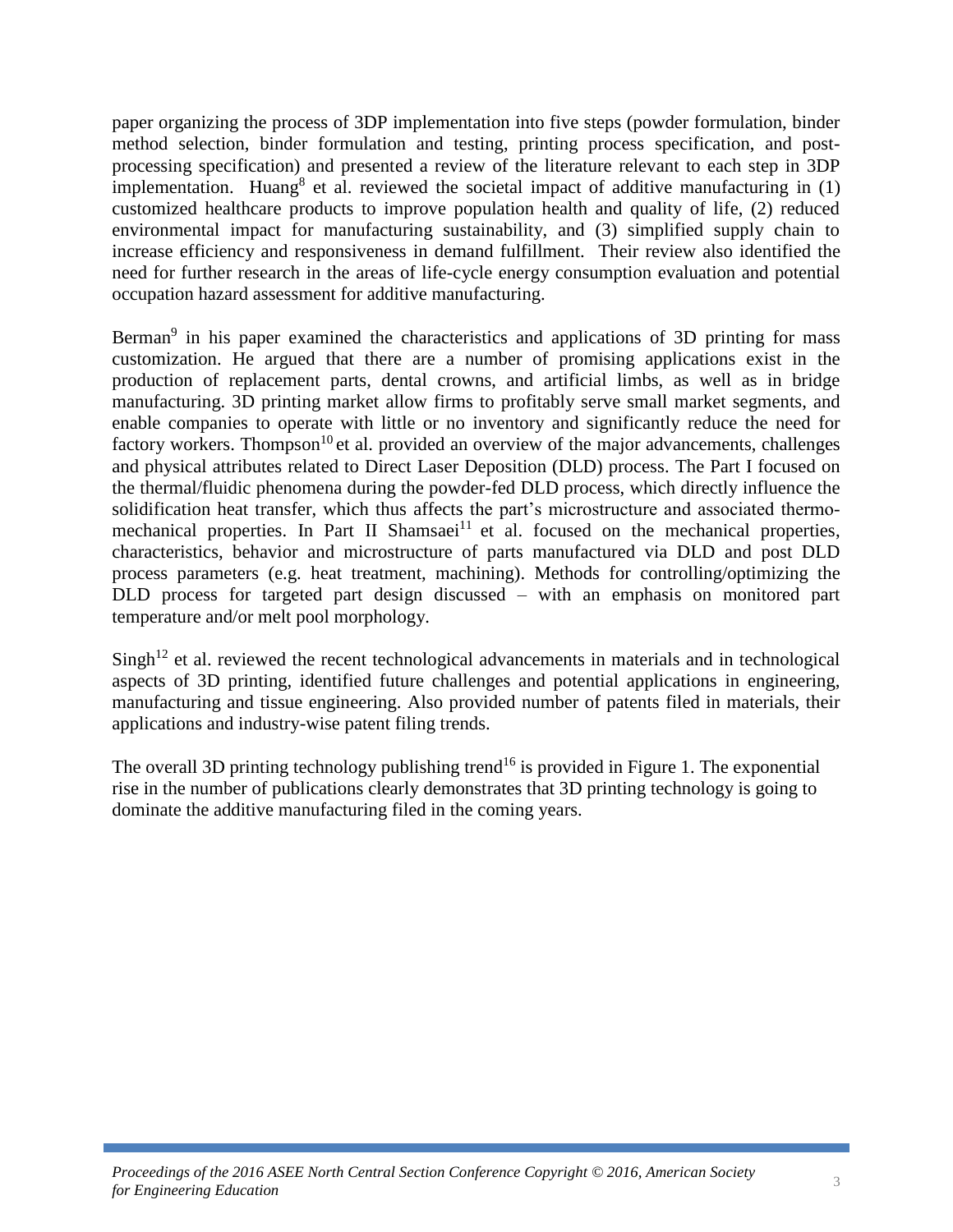paper organizing the process of 3DP implementation into five steps (powder formulation, binder method selection, binder formulation and testing, printing process specification, and post-processing specification) and presented a review of the literature relevant to each step in 3DP implementation. Huang[8] et al. reviewed the societal impact of additive manufacturing in (1) customized healthcare products to improve population health and quality of life, (2) reduced environmental impact for manufacturing sustainability, and (3) simplified supply chain to increase efficiency and responsiveness in demand fulfillment. Their review also identified the need for further research in the areas of life-cycle energy consumption evaluation and potential occupation hazard assessment for additive manufacturing.

Berman[9] in his paper examined the characteristics and applications of 3D printing for mass customization. He argued that there are a number of promising applications exist in the production of replacement parts, dental crowns, and artificial limbs, as well as in bridge manufacturing. 3D printing market allow firms to profitably serve small market segments, and enable companies to operate with little or no inventory and significantly reduce the need for factory workers. Thompson[10] et al. provided an overview of the major advancements, challenges and physical attributes related to Direct Laser Deposition (DLD) process. The Part I focused on the thermal/fluidic phenomena during the powder-fed DLD process, which directly influence the solidification heat transfer, which thus affects the part's microstructure and associated thermo-mechanical properties. In Part II Shamsaei[11] et al. focused on the mechanical properties, characteristics, behavior and microstructure of parts manufactured via DLD and post DLD process parameters (e.g. heat treatment, machining). Methods for controlling/optimizing the DLD process for targeted part design discussed – with an emphasis on monitored part temperature and/or melt pool morphology.

Singh[12] et al. reviewed the recent technological advancements in materials and in technological aspects of 3D printing, identified future challenges and potential applications in engineering, manufacturing and tissue engineering. Also provided number of patents filed in materials, their applications and industry-wise patent filing trends.

The overall 3D printing technology publishing trend[16] is provided in Figure 1. The exponential rise in the number of publications clearly demonstrates that 3D printing technology is going to dominate the additive manufacturing filed in the coming years.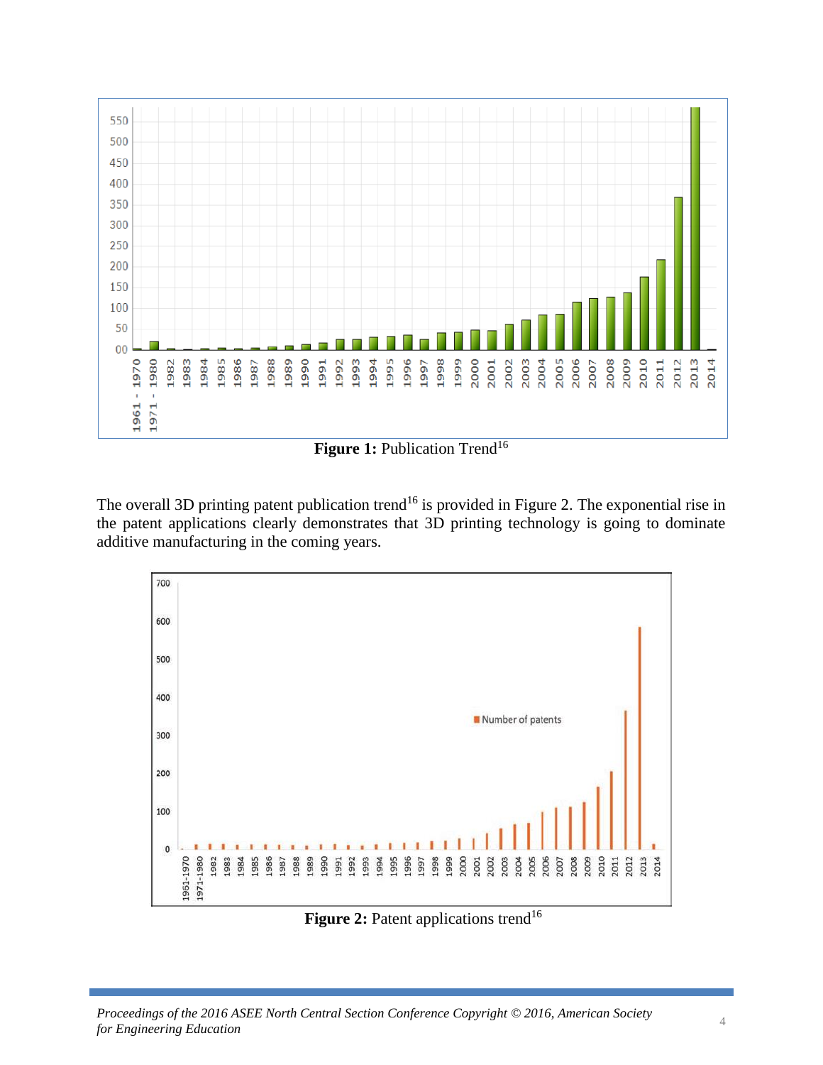Figure 1: Publication Trend[16]

The overall 3D printing patent publication trend[16] is provided in Figure 2. The exponential rise in the patent applications clearly demonstrates that 3D printing technology is going to dominate additive manufacturing in the coming years.

Figure 2: Patent applications trend[16]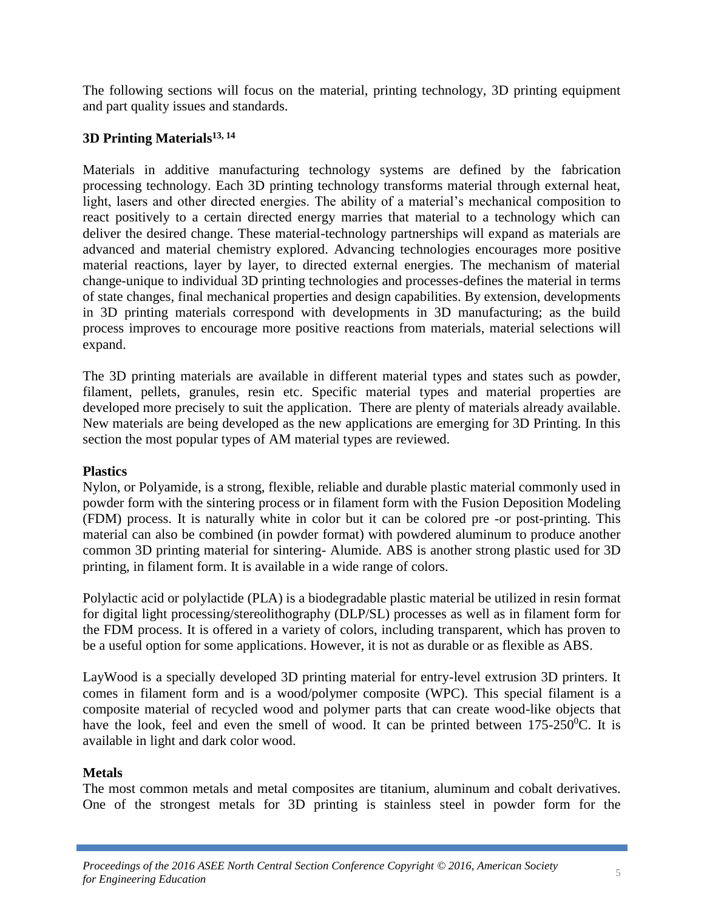The following sections will focus on the material, printing technology, 3D printing equipment and part quality issues and standards.

## 3D Printing Materials[13, 14]

Materials in additive manufacturing technology systems are defined by the fabrication processing technology. Each 3D printing technology transforms material through external heat, light, lasers and other directed energies. The ability of a material's mechanical composition to react positively to a certain directed energy marries that material to a technology which can deliver the desired change. These material-technology partnerships will expand as materials are advanced and material chemistry explored. Advancing technologies encourages more positive material reactions, layer by layer, to directed external energies. The mechanism of material change-unique to individual 3D printing technologies and processes-defines the material in terms of state changes, final mechanical properties and design capabilities. By extension, developments in 3D printing materials correspond with developments in 3D manufacturing; as the build process improves to encourage more positive reactions from materials, material selections will expand.

The 3D printing materials are available in different material types and states such as powder, filament, pellets, granules, resin etc. Specific material types and material properties are developed more precisely to suit the application. There are plenty of materials already available. New materials are being developed as the new applications are emerging for 3D Printing. In this section the most popular types of AM material types are reviewed.

### Plastics

Nylon, or Polyamide, is a strong, flexible, reliable and durable plastic material commonly used in powder form with the sintering process or in filament form with the Fusion Deposition Modeling (FDM) process. It is naturally white in color but it can be colored pre -or post-printing. This material can also be combined (in powder format) with powdered aluminum to produce another common 3D printing material for sintering- Alumide. ABS is another strong plastic used for 3D printing, in filament form. It is available in a wide range of colors.

Polylactic acid or polylactide (PLA) is a biodegradable plastic material be utilized in resin format for digital light processing/stereolithography (DLP/SL) processes as well as in filament form for the FDM process. It is offered in a variety of colors, including transparent, which has proven to be a useful option for some applications. However, it is not as durable or as flexible as ABS.

LayWood is a specially developed 3D printing material for entry-level extrusion 3D printers. It comes in filament form and is a wood/polymer composite (WPC). This special filament is a composite material of recycled wood and polymer parts that can create wood-like objects that have the look, feel and even the smell of wood. It can be printed between 175-250$^0$C. It is available in light and dark color wood.

### Metals

The most common metals and metal composites are titanium, aluminum and cobalt derivatives. One of the strongest metals for 3D printing is stainless steel in powder form for the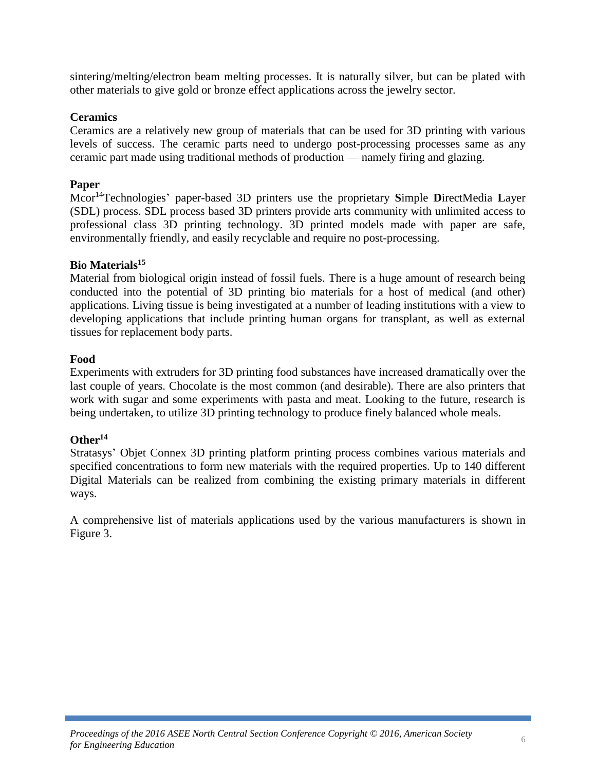sintering/melting/electron beam melting processes. It is naturally silver, but can be plated with other materials to give gold or bronze effect applications across the jewelry sector.

**Ceramics**

Ceramics are a relatively new group of materials that can be used for 3D printing with various levels of success. The ceramic parts need to undergo post-processing processes same as any ceramic part made using traditional methods of production — namely firing and glazing.

**Paper**

Mcor[14]Technologies' paper-based 3D printers use the proprietary **S**imple **D**irectMedia **L**ayer (SDL) process. SDL process based 3D printers provide arts community with unlimited access to professional class 3D printing technology. 3D printed models made with paper are safe, environmentally friendly, and easily recyclable and require no post-processing.

**Bio Materials[15]**

Material from biological origin instead of fossil fuels. There is a huge amount of research being conducted into the potential of 3D printing bio materials for a host of medical (and other) applications. Living tissue is being investigated at a number of leading institutions with a view to developing applications that include printing human organs for transplant, as well as external tissues for replacement body parts.

**Food**

Experiments with extruders for 3D printing food substances have increased dramatically over the last couple of years. Chocolate is the most common (and desirable). There are also printers that work with sugar and some experiments with pasta and meat. Looking to the future, research is being undertaken, to utilize 3D printing technology to produce finely balanced whole meals.

**Other[14]**

Stratasys' Objet Connex 3D printing platform printing process combines various materials and specified concentrations to form new materials with the required properties. Up to 140 different Digital Materials can be realized from combining the existing primary materials in different ways.

A comprehensive list of materials applications used by the various manufacturers is shown in Figure 3.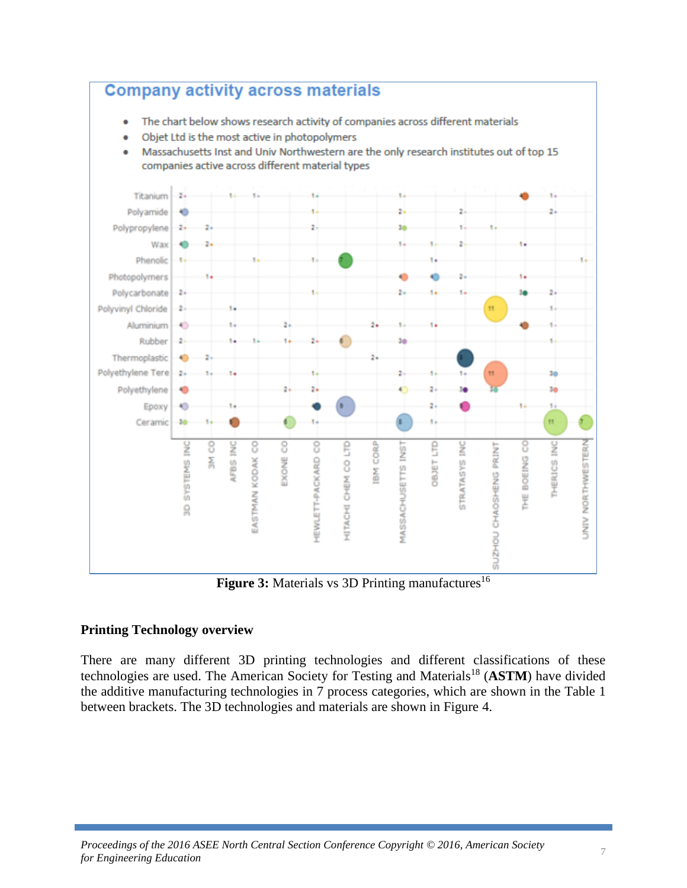**Company activity across materials**

- The chart below shows research activity of companies across different materials
- Objet Ltd is the most active in photopolymers
- Massachusetts Inst and Univ Northwestern are the only research institutes out of top 15 companies active across different material types

**Figure 3:** Materials vs 3D Printing manufactures[16]

## Printing Technology overview

There are many different 3D printing technologies and different classifications of these technologies are used. The American Society for Testing and Materials[18] (**ASTM**) have divided the additive manufacturing technologies in 7 process categories, which are shown in the Table 1 between brackets. The 3D technologies and materials are shown in Figure 4.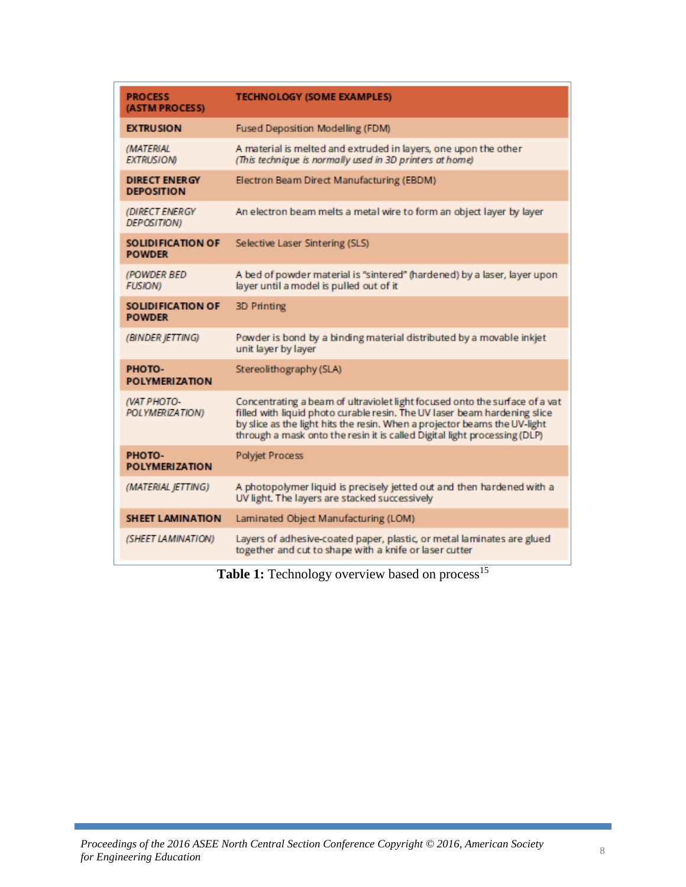| PROCESS (ASTM PROCESS) | TECHNOLOGY (SOME EXAMPLES) |
|---|---|
| **EXTRUSION** | Fused Deposition Modelling (FDM) |
| *(MATERIAL EXTRUSION)* | A material is melted and extruded in layers, one upon the other *(This technique is normally used in 3D printers at home)* |
| **DIRECT ENERGY DEPOSITION** | Electron Beam Direct Manufacturing (EBDM) |
| *(DIRECT ENERGY DEPOSITION)* | An electron beam melts a metal wire to form an object layer by layer |
| **SOLIDIFICATION OF POWDER** | Selective Laser Sintering (SLS) |
| *(POWDER BED FUSION)* | A bed of powder material is "sintered" (hardened) by a laser, layer upon layer until a model is pulled out of it |
| **SOLIDIFICATION OF POWDER** | 3D Printing |
| *(BINDER JETTING)* | Powder is bond by a binding material distributed by a movable inkjet unit layer by layer |
| **PHOTO-POLYMERIZATION** | Stereolithography (SLA) |
| *(VAT PHOTO-POLYMERIZATION)* | Concentrating a beam of ultraviolet light focused onto the surface of a vat filled with liquid photo curable resin. The UV laser beam hardening slice by slice as the light hits the resin. When a projector beams the UV-light through a mask onto the resin it is called Digital light processing (DLP) |
| **PHOTO-POLYMERIZATION** | Polyjet Process |
| *(MATERIAL JETTING)* | A photopolymer liquid is precisely jetted out and then hardened with a UV light. The layers are stacked successively |
| **SHEET LAMINATION** | Laminated Object Manufacturing (LOM) |
| *(SHEET LAMINATION)* | Layers of adhesive-coated paper, plastic, or metal laminates are glued together and cut to shape with a knife or laser cutter |

**Table 1:** Technology overview based on process[15]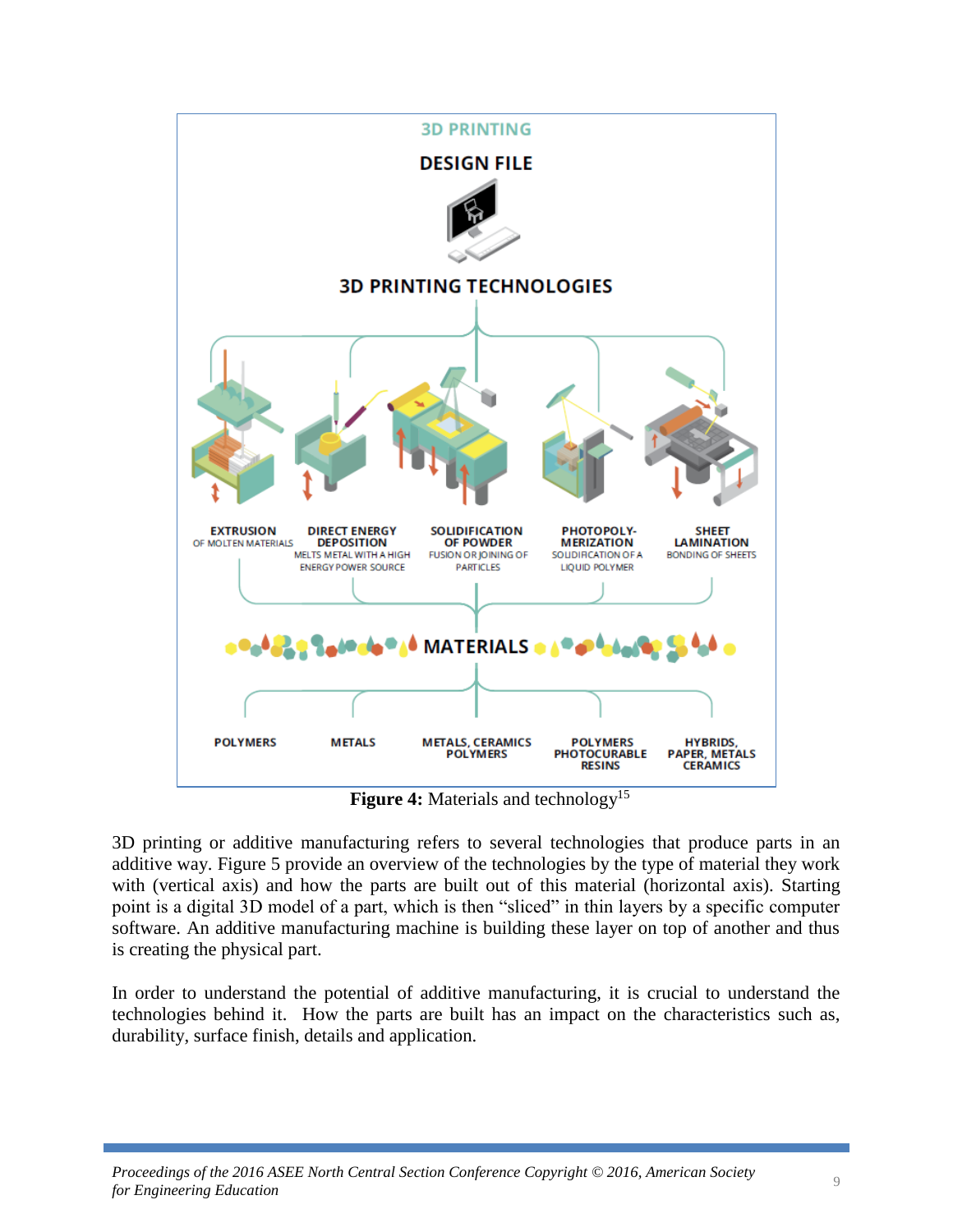**Figure 4:** Materials and technology[15]

3D printing or additive manufacturing refers to several technologies that produce parts in an additive way. Figure 5 provide an overview of the technologies by the type of material they work with (vertical axis) and how the parts are built out of this material (horizontal axis). Starting point is a digital 3D model of a part, which is then "sliced" in thin layers by a specific computer software. An additive manufacturing machine is building these layer on top of another and thus is creating the physical part.

In order to understand the potential of additive manufacturing, it is crucial to understand the technologies behind it. How the parts are built has an impact on the characteristics such as, durability, surface finish, details and application.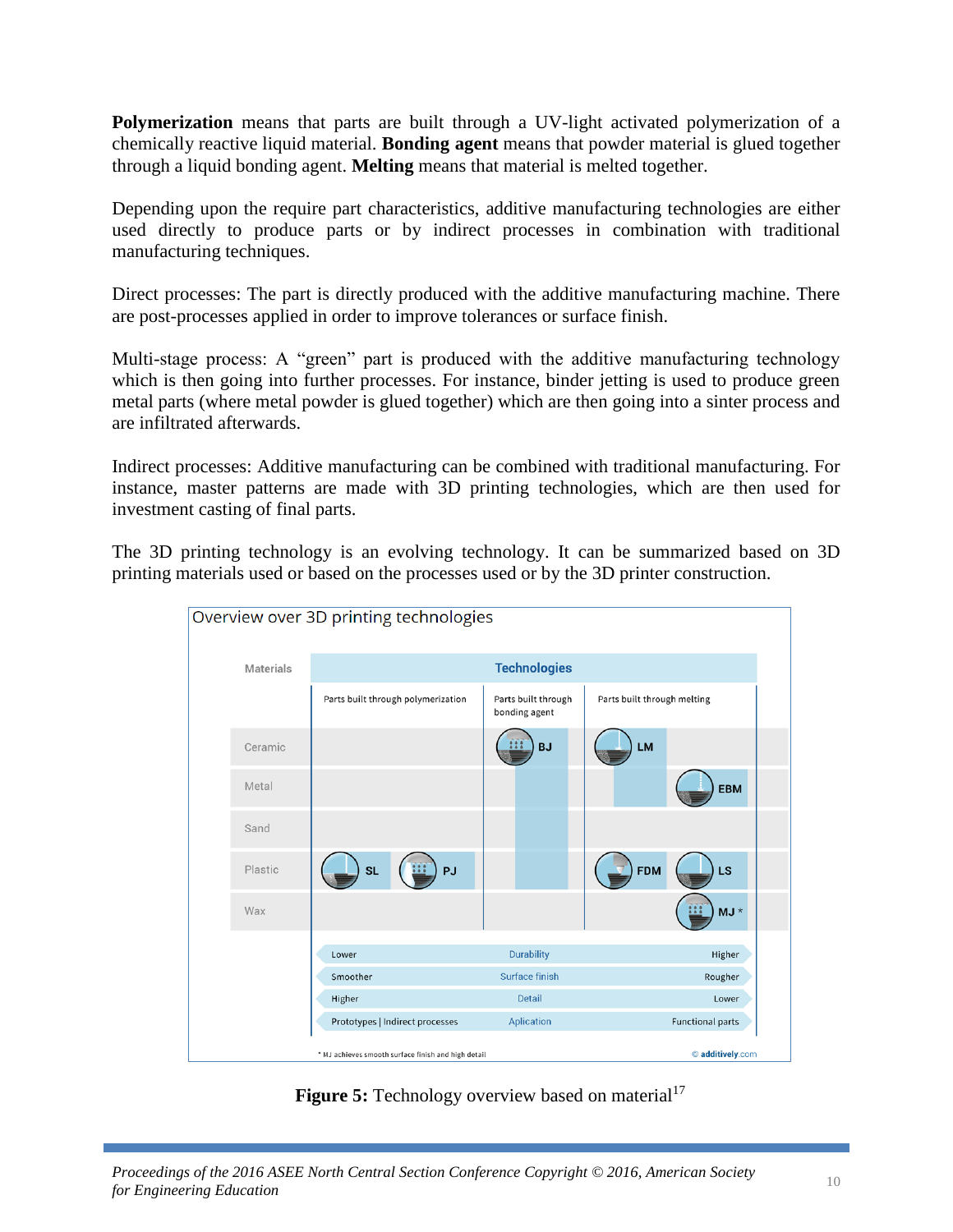**Polymerization** means that parts are built through a UV-light activated polymerization of a chemically reactive liquid material. **Bonding agent** means that powder material is glued together through a liquid bonding agent. **Melting** means that material is melted together.

Depending upon the require part characteristics, additive manufacturing technologies are either used directly to produce parts or by indirect processes in combination with traditional manufacturing techniques.

Direct processes: The part is directly produced with the additive manufacturing machine. There are post-processes applied in order to improve tolerances or surface finish.

Multi-stage process: A "green" part is produced with the additive manufacturing technology which is then going into further processes. For instance, binder jetting is used to produce green metal parts (where metal powder is glued together) which are then going into a sinter process and are infiltrated afterwards.

Indirect processes: Additive manufacturing can be combined with traditional manufacturing. For instance, master patterns are made with 3D printing technologies, which are then used for investment casting of final parts.

The 3D printing technology is an evolving technology. It can be summarized based on 3D printing materials used or based on the processes used or by the 3D printer construction.

Overview over 3D printing technologies

| Materials | Technologies: Parts built through polymerization | Technologies: Parts built through bonding agent | Technologies: Parts built through melting |
|---|---|---|---|
| Ceramic | | BJ | LM |
| Metal | | | EBM |
| Sand | | | |
| Plastic | SL, PJ | | FDM, LS |
| Wax | | | MJ * |

| | | |
|---|---|---|
| Lower | Durability | Higher |
| Smoother | Surface finish | Rougher |
| Higher | Detail | Lower |
| Prototypes \| Indirect processes | Aplication | Functional parts |

\* MJ achieves smooth surface finish and high detail

© additively.com

**Figure 5:** Technology overview based on material[17]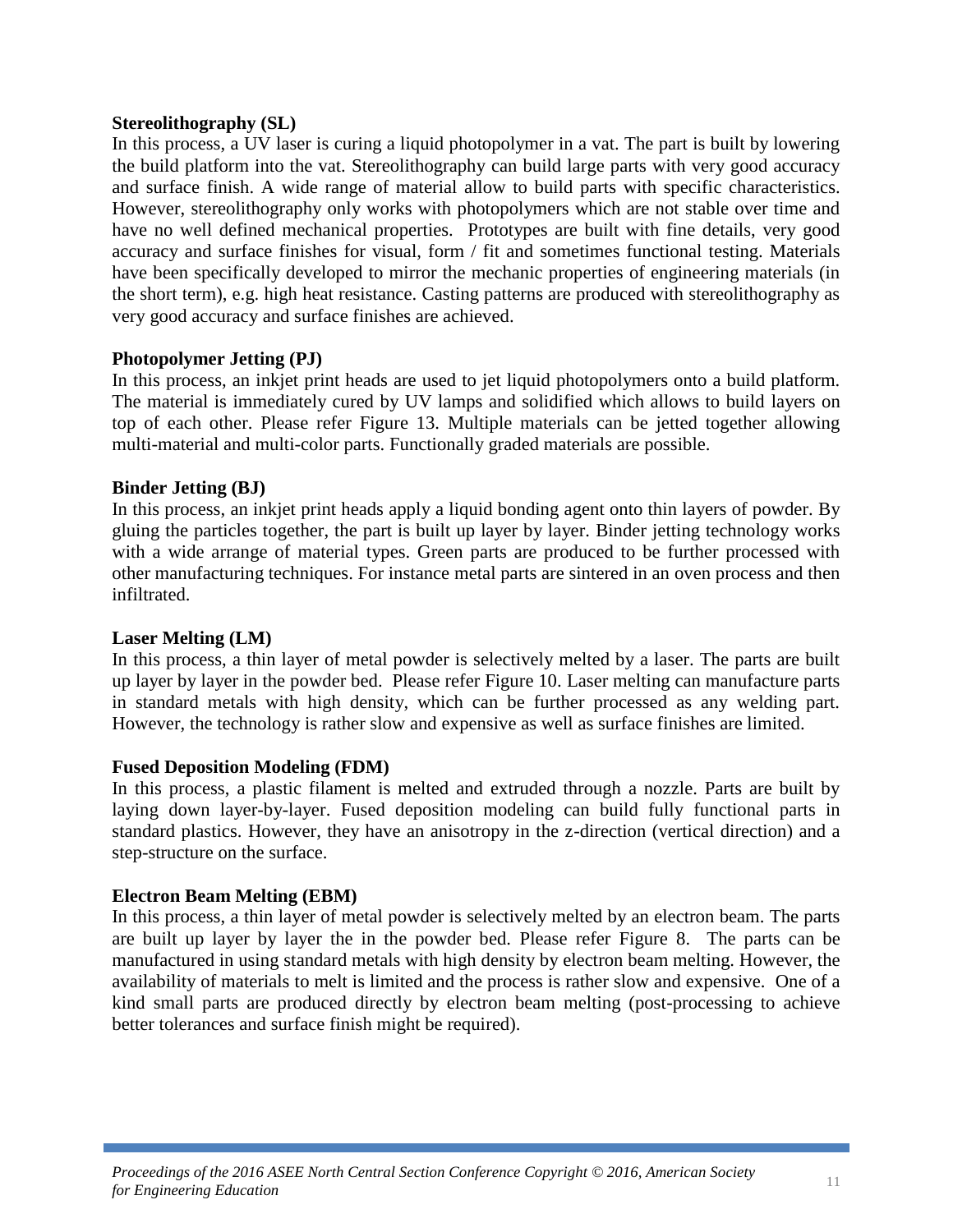**Stereolithography (SL)**

In this process, a UV laser is curing a liquid photopolymer in a vat. The part is built by lowering the build platform into the vat. Stereolithography can build large parts with very good accuracy and surface finish. A wide range of material allow to build parts with specific characteristics. However, stereolithography only works with photopolymers which are not stable over time and have no well defined mechanical properties. Prototypes are built with fine details, very good accuracy and surface finishes for visual, form / fit and sometimes functional testing. Materials have been specifically developed to mirror the mechanic properties of engineering materials (in the short term), e.g. high heat resistance. Casting patterns are produced with stereolithography as very good accuracy and surface finishes are achieved.

**Photopolymer Jetting (PJ)**

In this process, an inkjet print heads are used to jet liquid photopolymers onto a build platform. The material is immediately cured by UV lamps and solidified which allows to build layers on top of each other. Please refer Figure 13. Multiple materials can be jetted together allowing multi-material and multi-color parts. Functionally graded materials are possible.

**Binder Jetting (BJ)**

In this process, an inkjet print heads apply a liquid bonding agent onto thin layers of powder. By gluing the particles together, the part is built up layer by layer. Binder jetting technology works with a wide arrange of material types. Green parts are produced to be further processed with other manufacturing techniques. For instance metal parts are sintered in an oven process and then infiltrated.

**Laser Melting (LM)**

In this process, a thin layer of metal powder is selectively melted by a laser. The parts are built up layer by layer in the powder bed. Please refer Figure 10. Laser melting can manufacture parts in standard metals with high density, which can be further processed as any welding part. However, the technology is rather slow and expensive as well as surface finishes are limited.

**Fused Deposition Modeling (FDM)**

In this process, a plastic filament is melted and extruded through a nozzle. Parts are built by laying down layer-by-layer. Fused deposition modeling can build fully functional parts in standard plastics. However, they have an anisotropy in the z-direction (vertical direction) and a step-structure on the surface.

**Electron Beam Melting (EBM)**

In this process, a thin layer of metal powder is selectively melted by an electron beam. The parts are built up layer by layer the in the powder bed. Please refer Figure 8. The parts can be manufactured in using standard metals with high density by electron beam melting. However, the availability of materials to melt is limited and the process is rather slow and expensive. One of a kind small parts are produced directly by electron beam melting (post-processing to achieve better tolerances and surface finish might be required).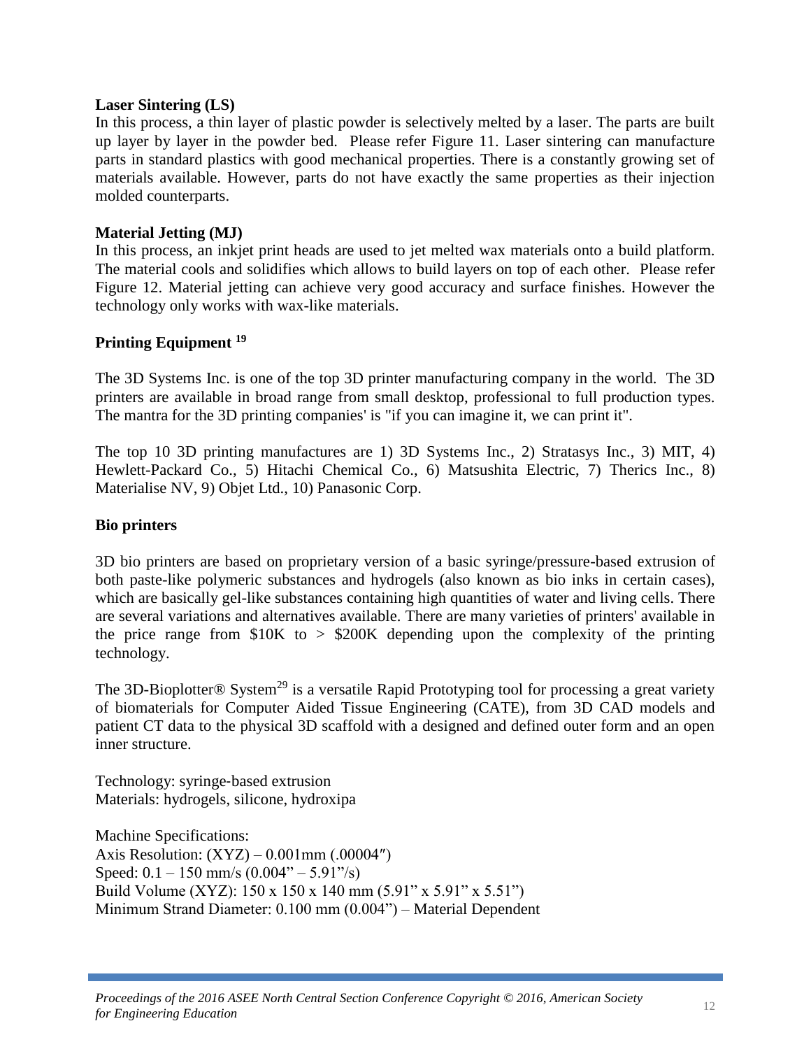**Laser Sintering (LS)**
In this process, a thin layer of plastic powder is selectively melted by a laser. The parts are built up layer by layer in the powder bed. Please refer Figure 11. Laser sintering can manufacture parts in standard plastics with good mechanical properties. There is a constantly growing set of materials available. However, parts do not have exactly the same properties as their injection molded counterparts.

**Material Jetting (MJ)**
In this process, an inkjet print heads are used to jet melted wax materials onto a build platform. The material cools and solidifies which allows to build layers on top of each other. Please refer Figure 12. Material jetting can achieve very good accuracy and surface finishes. However the technology only works with wax-like materials.

## Printing Equipment [19]

The 3D Systems Inc. is one of the top 3D printer manufacturing company in the world. The 3D printers are available in broad range from small desktop, professional to full production types. The mantra for the 3D printing companies' is "if you can imagine it, we can print it".

The top 10 3D printing manufactures are 1) 3D Systems Inc., 2) Stratasys Inc., 3) MIT, 4) Hewlett-Packard Co., 5) Hitachi Chemical Co., 6) Matsushita Electric, 7) Therics Inc., 8) Materialise NV, 9) Objet Ltd., 10) Panasonic Corp.

## Bio printers

3D bio printers are based on proprietary version of a basic syringe/pressure-based extrusion of both paste-like polymeric substances and hydrogels (also known as bio inks in certain cases), which are basically gel-like substances containing high quantities of water and living cells. There are several variations and alternatives available. There are many varieties of printers' available in the price range from $10K to > $200K depending upon the complexity of the printing technology.

The 3D-Bioplotter® System[29] is a versatile Rapid Prototyping tool for processing a great variety of biomaterials for Computer Aided Tissue Engineering (CATE), from 3D CAD models and patient CT data to the physical 3D scaffold with a designed and defined outer form and an open inner structure.

Technology: syringe-based extrusion
Materials: hydrogels, silicone, hydroxipa

Machine Specifications:
Axis Resolution: (XYZ) – 0.001mm (.00004″)
Speed: 0.1 – 150 mm/s (0.004" – 5.91"/s)
Build Volume (XYZ): 150 x 150 x 140 mm (5.91" x 5.91" x 5.51")
Minimum Strand Diameter: 0.100 mm (0.004") – Material Dependent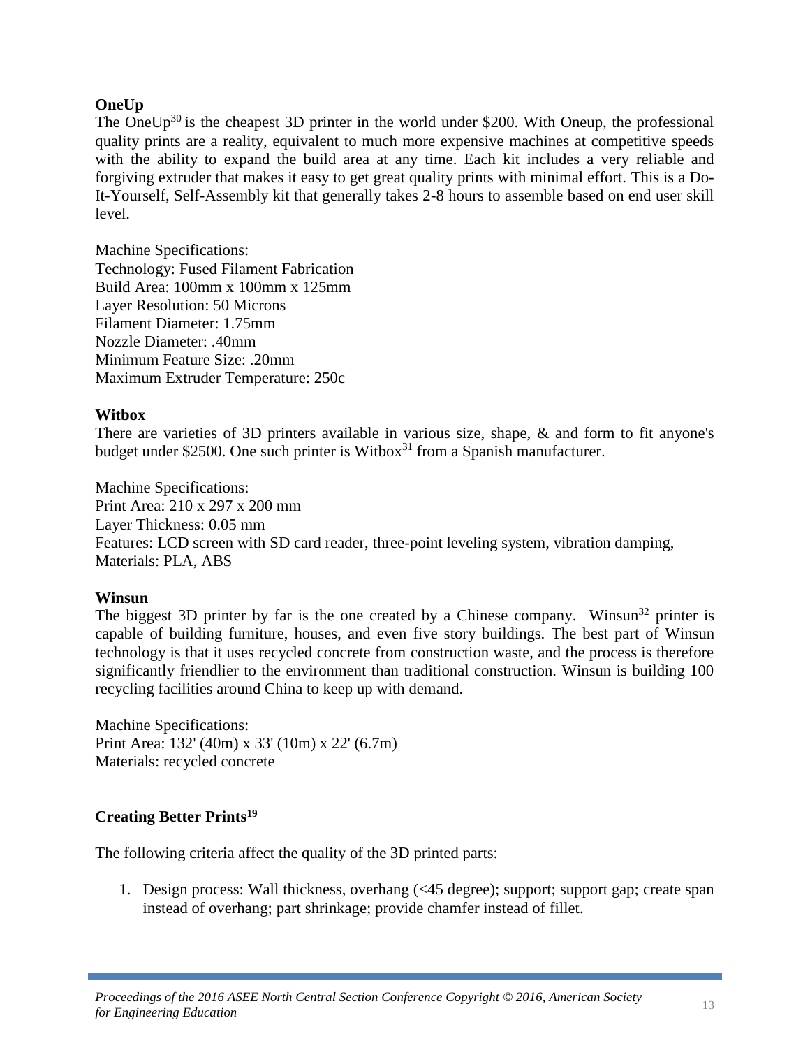**OneUp**

The OneUp[30] is the cheapest 3D printer in the world under $200. With Oneup, the professional quality prints are a reality, equivalent to much more expensive machines at competitive speeds with the ability to expand the build area at any time. Each kit includes a very reliable and forgiving extruder that makes it easy to get great quality prints with minimal effort. This is a Do-It-Yourself, Self-Assembly kit that generally takes 2-8 hours to assemble based on end user skill level.

Machine Specifications:
Technology: Fused Filament Fabrication
Build Area: 100mm x 100mm x 125mm
Layer Resolution: 50 Microns
Filament Diameter: 1.75mm
Nozzle Diameter: .40mm
Minimum Feature Size: .20mm
Maximum Extruder Temperature: 250c

**Witbox**

There are varieties of 3D printers available in various size, shape, & and form to fit anyone's budget under $2500. One such printer is Witbox[31] from a Spanish manufacturer.

Machine Specifications:
Print Area: 210 x 297 x 200 mm
Layer Thickness: 0.05 mm
Features: LCD screen with SD card reader, three-point leveling system, vibration damping,
Materials: PLA, ABS

**Winsun**

The biggest 3D printer by far is the one created by a Chinese company. Winsun[32] printer is capable of building furniture, houses, and even five story buildings. The best part of Winsun technology is that it uses recycled concrete from construction waste, and the process is therefore significantly friendlier to the environment than traditional construction. Winsun is building 100 recycling facilities around China to keep up with demand.

Machine Specifications:
Print Area: 132' (40m) x 33' (10m) x 22' (6.7m)
Materials: recycled concrete

**Creating Better Prints[19]**

The following criteria affect the quality of the 3D printed parts:

1. Design process: Wall thickness, overhang (<45 degree); support; support gap; create span instead of overhang; part shrinkage; provide chamfer instead of fillet.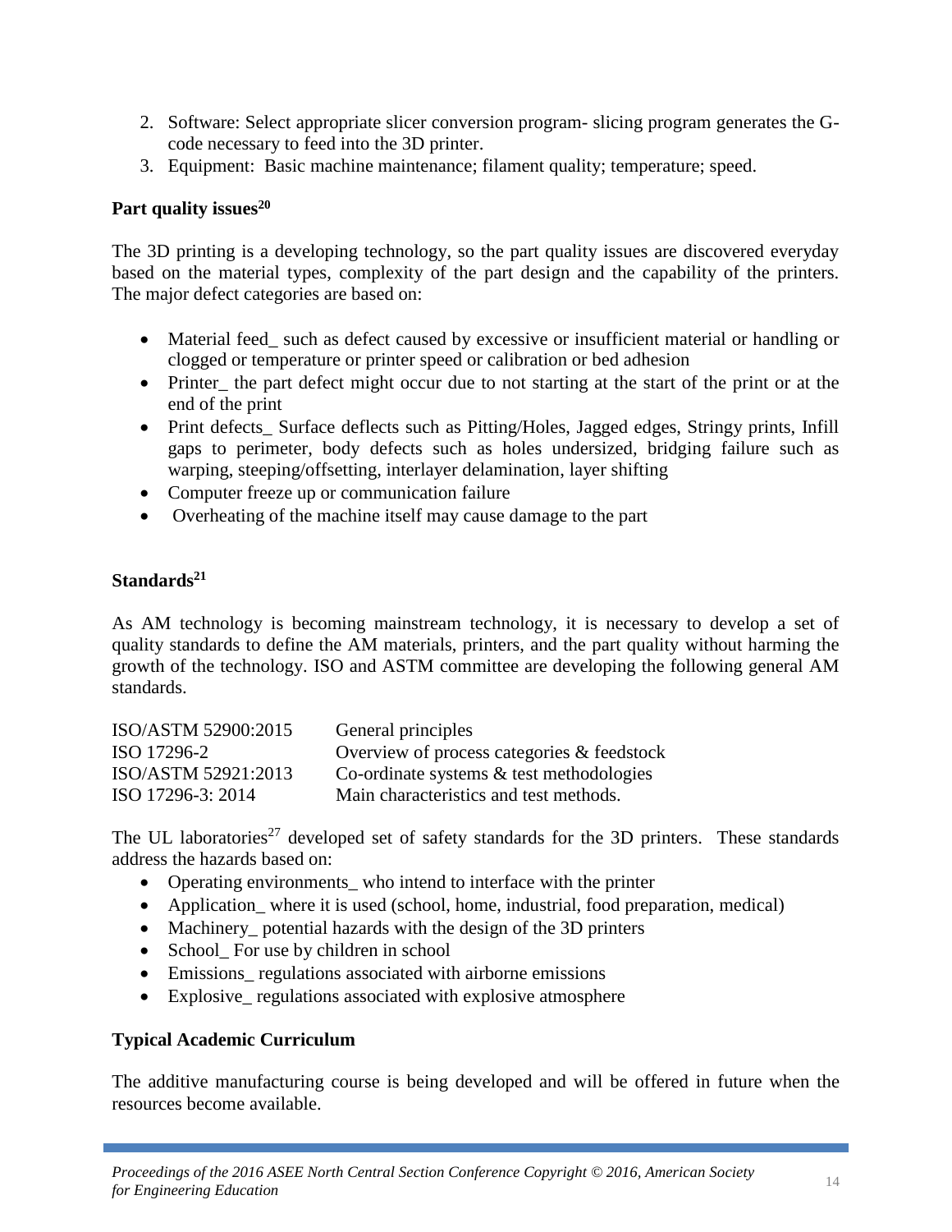2. Software: Select appropriate slicer conversion program- slicing program generates the G-code necessary to feed into the 3D printer.
3. Equipment: Basic machine maintenance; filament quality; temperature; speed.

**Part quality issues[20]**

The 3D printing is a developing technology, so the part quality issues are discovered everyday based on the material types, complexity of the part design and the capability of the printers. The major defect categories are based on:

- Material feed_ such as defect caused by excessive or insufficient material or handling or clogged or temperature or printer speed or calibration or bed adhesion
- Printer_ the part defect might occur due to not starting at the start of the print or at the end of the print
- Print defects_ Surface deflects such as Pitting/Holes, Jagged edges, Stringy prints, Infill gaps to perimeter, body defects such as holes undersized, bridging failure such as warping, steeping/offsetting, interlayer delamination, layer shifting
- Computer freeze up or communication failure
- Overheating of the machine itself may cause damage to the part

**Standards[21]**

As AM technology is becoming mainstream technology, it is necessary to develop a set of quality standards to define the AM materials, printers, and the part quality without harming the growth of the technology. ISO and ASTM committee are developing the following general AM standards.

| | |
|---|---|
| ISO/ASTM 52900:2015 | General principles |
| ISO 17296-2 | Overview of process categories & feedstock |
| ISO/ASTM 52921:2013 | Co-ordinate systems & test methodologies |
| ISO 17296-3: 2014 | Main characteristics and test methods. |

The UL laboratories[27] developed set of safety standards for the 3D printers. These standards address the hazards based on:

- Operating environments_ who intend to interface with the printer
- Application_ where it is used (school, home, industrial, food preparation, medical)
- Machinery_ potential hazards with the design of the 3D printers
- School_ For use by children in school
- Emissions_ regulations associated with airborne emissions
- Explosive_ regulations associated with explosive atmosphere

**Typical Academic Curriculum**

The additive manufacturing course is being developed and will be offered in future when the resources become available.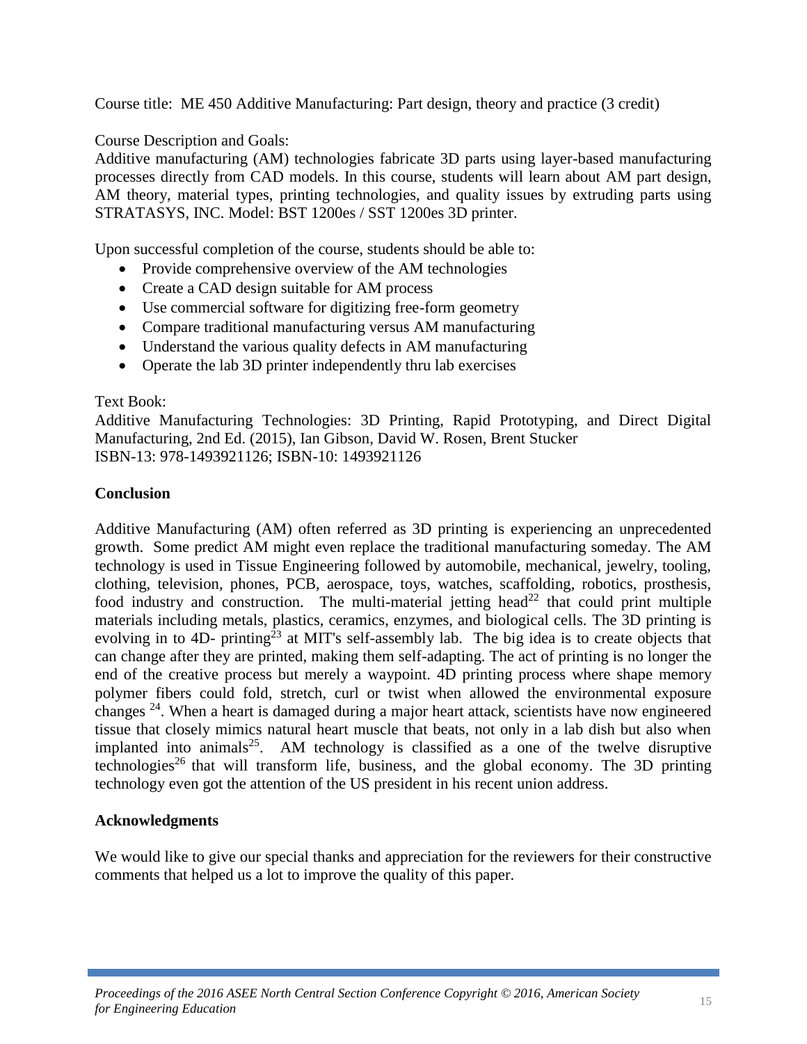Course title: ME 450 Additive Manufacturing: Part design, theory and practice (3 credit)

Course Description and Goals:
Additive manufacturing (AM) technologies fabricate 3D parts using layer-based manufacturing processes directly from CAD models. In this course, students will learn about AM part design, AM theory, material types, printing technologies, and quality issues by extruding parts using STRATASYS, INC. Model: BST 1200es / SST 1200es 3D printer.

Upon successful completion of the course, students should be able to:

- Provide comprehensive overview of the AM technologies
- Create a CAD design suitable for AM process
- Use commercial software for digitizing free-form geometry
- Compare traditional manufacturing versus AM manufacturing
- Understand the various quality defects in AM manufacturing
- Operate the lab 3D printer independently thru lab exercises

Text Book:
Additive Manufacturing Technologies: 3D Printing, Rapid Prototyping, and Direct Digital Manufacturing, 2nd Ed. (2015), Ian Gibson, David W. Rosen, Brent Stucker
ISBN-13: 978-1493921126; ISBN-10: 1493921126

## Conclusion

Additive Manufacturing (AM) often referred as 3D printing is experiencing an unprecedented growth. Some predict AM might even replace the traditional manufacturing someday. The AM technology is used in Tissue Engineering followed by automobile, mechanical, jewelry, tooling, clothing, television, phones, PCB, aerospace, toys, watches, scaffolding, robotics, prosthesis, food industry and construction. The multi-material jetting head[22] that could print multiple materials including metals, plastics, ceramics, enzymes, and biological cells. The 3D printing is evolving in to 4D- printing[23] at MIT's self-assembly lab. The big idea is to create objects that can change after they are printed, making them self-adapting. The act of printing is no longer the end of the creative process but merely a waypoint. 4D printing process where shape memory polymer fibers could fold, stretch, curl or twist when allowed the environmental exposure changes [24]. When a heart is damaged during a major heart attack, scientists have now engineered tissue that closely mimics natural heart muscle that beats, not only in a lab dish but also when implanted into animals[25]. AM technology is classified as a one of the twelve disruptive technologies[26] that will transform life, business, and the global economy. The 3D printing technology even got the attention of the US president in his recent union address.

## Acknowledgments

We would like to give our special thanks and appreciation for the reviewers for their constructive comments that helped us a lot to improve the quality of this paper.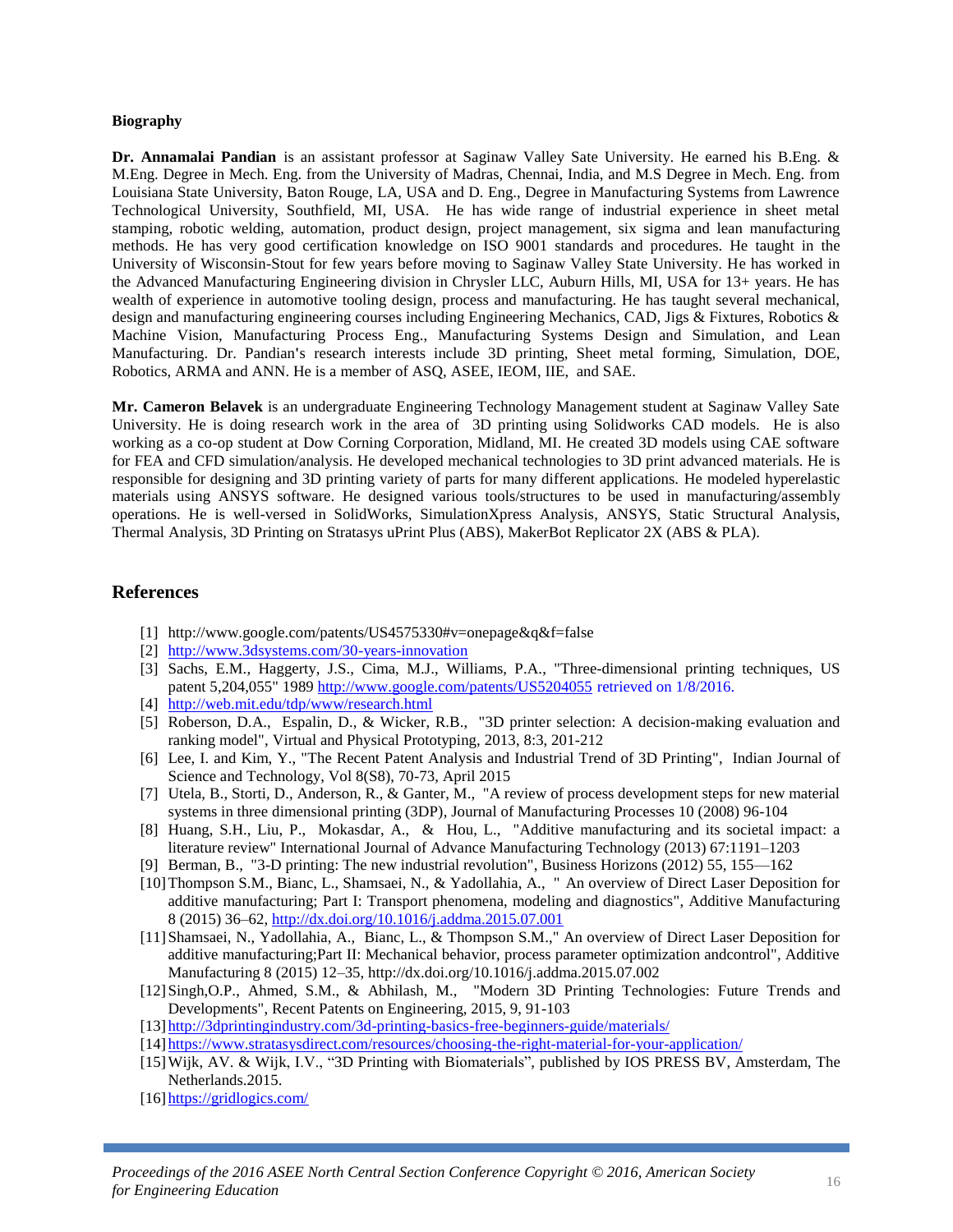**Biography**

**Dr. Annamalai Pandian** is an assistant professor at Saginaw Valley Sate University. He earned his B.Eng. & M.Eng. Degree in Mech. Eng. from the University of Madras, Chennai, India, and M.S Degree in Mech. Eng. from Louisiana State University, Baton Rouge, LA, USA and D. Eng., Degree in Manufacturing Systems from Lawrence Technological University, Southfield, MI, USA. He has wide range of industrial experience in sheet metal stamping, robotic welding, automation, product design, project management, six sigma and lean manufacturing methods. He has very good certification knowledge on ISO 9001 standards and procedures. He taught in the University of Wisconsin-Stout for few years before moving to Saginaw Valley State University. He has worked in the Advanced Manufacturing Engineering division in Chrysler LLC, Auburn Hills, MI, USA for 13+ years. He has wealth of experience in automotive tooling design, process and manufacturing. He has taught several mechanical, design and manufacturing engineering courses including Engineering Mechanics, CAD, Jigs & Fixtures, Robotics & Machine Vision, Manufacturing Process Eng., Manufacturing Systems Design and Simulation, and Lean Manufacturing. Dr. Pandian's research interests include 3D printing, Sheet metal forming, Simulation, DOE, Robotics, ARMA and ANN. He is a member of ASQ, ASEE, IEOM, IIE, and SAE.

**Mr. Cameron Belavek** is an undergraduate Engineering Technology Management student at Saginaw Valley Sate University. He is doing research work in the area of 3D printing using Solidworks CAD models. He is also working as a co-op student at Dow Corning Corporation, Midland, MI. He created 3D models using CAE software for FEA and CFD simulation/analysis. He developed mechanical technologies to 3D print advanced materials. He is responsible for designing and 3D printing variety of parts for many different applications. He modeled hyperelastic materials using ANSYS software. He designed various tools/structures to be used in manufacturing/assembly operations. He is well-versed in SolidWorks, SimulationXpress Analysis, ANSYS, Static Structural Analysis, Thermal Analysis, 3D Printing on Stratasys uPrint Plus (ABS), MakerBot Replicator 2X (ABS & PLA).

## References

[1] http://www.google.com/patents/US4575330#v=onepage&q&f=false
[2] http://www.3dsystems.com/30-years-innovation
[3] Sachs, E.M., Haggerty, J.S., Cima, M.J., Williams, P.A., "Three-dimensional printing techniques, US patent 5,204,055" 1989 http://www.google.com/patents/US5204055 retrieved on 1/8/2016.
[4] http://web.mit.edu/tdp/www/research.html
[5] Roberson, D.A., Espalin, D., & Wicker, R.B., "3D printer selection: A decision-making evaluation and ranking model", Virtual and Physical Prototyping, 2013, 8:3, 201-212
[6] Lee, I. and Kim, Y., "The Recent Patent Analysis and Industrial Trend of 3D Printing", Indian Journal of Science and Technology, Vol 8(S8), 70-73, April 2015
[7] Utela, B., Storti, D., Anderson, R., & Ganter, M., "A review of process development steps for new material systems in three dimensional printing (3DP), Journal of Manufacturing Processes 10 (2008) 96-104
[8] Huang, S.H., Liu, P., Mokasdar, A., & Hou, L., "Additive manufacturing and its societal impact: a literature review" International Journal of Advance Manufacturing Technology (2013) 67:1191–1203
[9] Berman, B., "3-D printing: The new industrial revolution", Business Horizons (2012) 55, 155—162
[10] Thompson S.M., Bianc, L., Shamsaei, N., & Yadollahia, A., " An overview of Direct Laser Deposition for additive manufacturing; Part I: Transport phenomena, modeling and diagnostics", Additive Manufacturing 8 (2015) 36–62, http://dx.doi.org/10.1016/j.addma.2015.07.001
[11] Shamsaei, N., Yadollahia, A., Bianc, L., & Thompson S.M.," An overview of Direct Laser Deposition for additive manufacturing;Part II: Mechanical behavior, process parameter optimization andcontrol", Additive Manufacturing 8 (2015) 12–35, http://dx.doi.org/10.1016/j.addma.2015.07.002
[12] Singh,O.P., Ahmed, S.M., & Abhilash, M., "Modern 3D Printing Technologies: Future Trends and Developments", Recent Patents on Engineering, 2015, 9, 91-103
[13] http://3dprintingindustry.com/3d-printing-basics-free-beginners-guide/materials/
[14] https://www.stratasysdirect.com/resources/choosing-the-right-material-for-your-application/
[15] Wijk, AV. & Wijk, I.V., "3D Printing with Biomaterials", published by IOS PRESS BV, Amsterdam, The Netherlands.2015.
[16] https://gridlogics.com/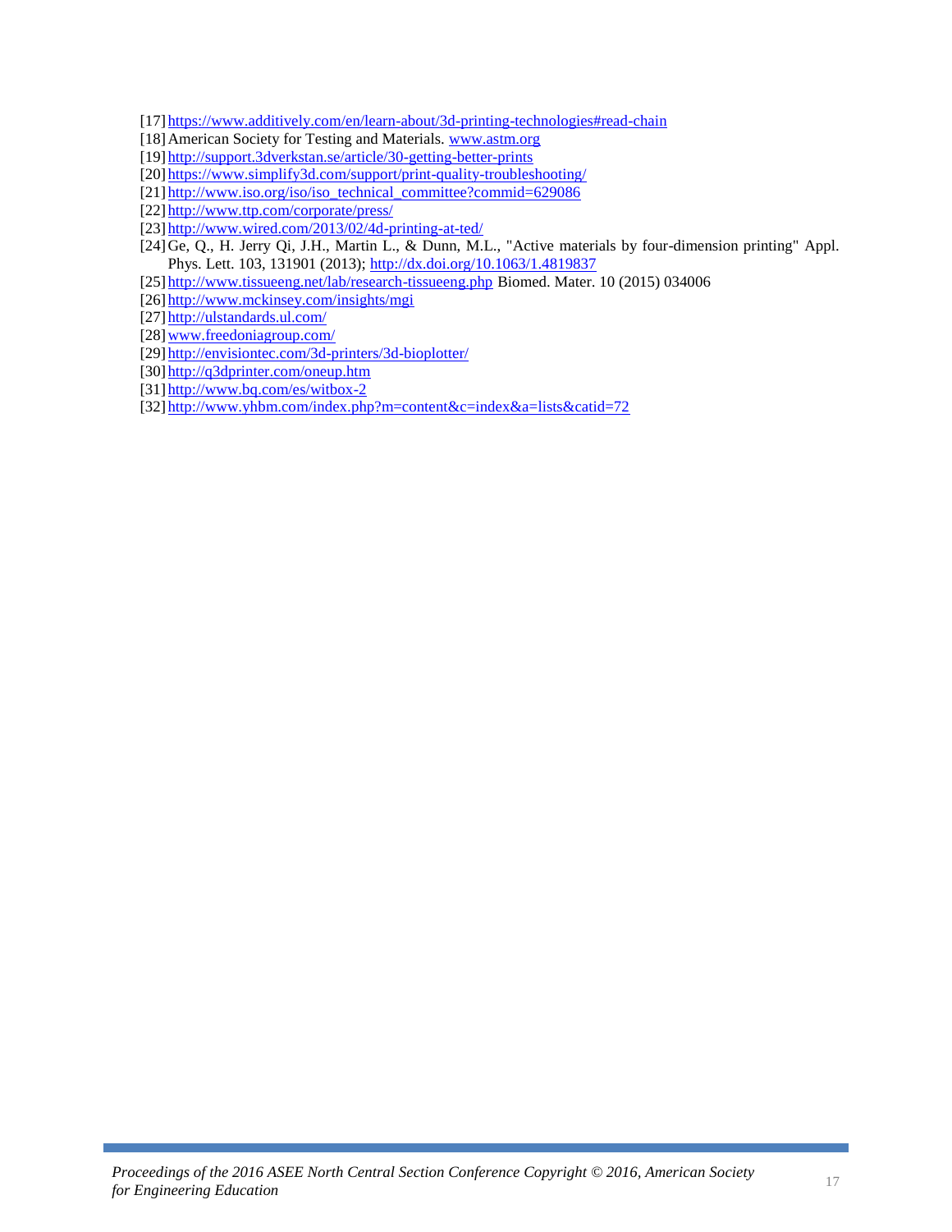[17] https://www.additively.com/en/learn-about/3d-printing-technologies#read-chain

[18] American Society for Testing and Materials. www.astm.org

[19] http://support.3dverkstan.se/article/30-getting-better-prints

[20] https://www.simplify3d.com/support/print-quality-troubleshooting/

[21] http://www.iso.org/iso/iso_technical_committee?commid=629086

[22] http://www.ttp.com/corporate/press/

[23] http://www.wired.com/2013/02/4d-printing-at-ted/

[24] Ge, Q., H. Jerry Qi, J.H., Martin L., & Dunn, M.L., "Active materials by four-dimension printing" Appl. Phys. Lett. 103, 131901 (2013); http://dx.doi.org/10.1063/1.4819837

[25] http://www.tissueeng.net/lab/research-tissueeng.php Biomed. Mater. 10 (2015) 034006

[26] http://www.mckinsey.com/insights/mgi

[27] http://ulstandards.ul.com/

[28] www.freedoniagroup.com/

[29] http://envisiontec.com/3d-printers/3d-bioplotter/

[30] http://q3dprinter.com/oneup.htm

[31] http://www.bq.com/es/witbox-2

[32] http://www.yhbm.com/index.php?m=content&c=index&a=lists&catid=72